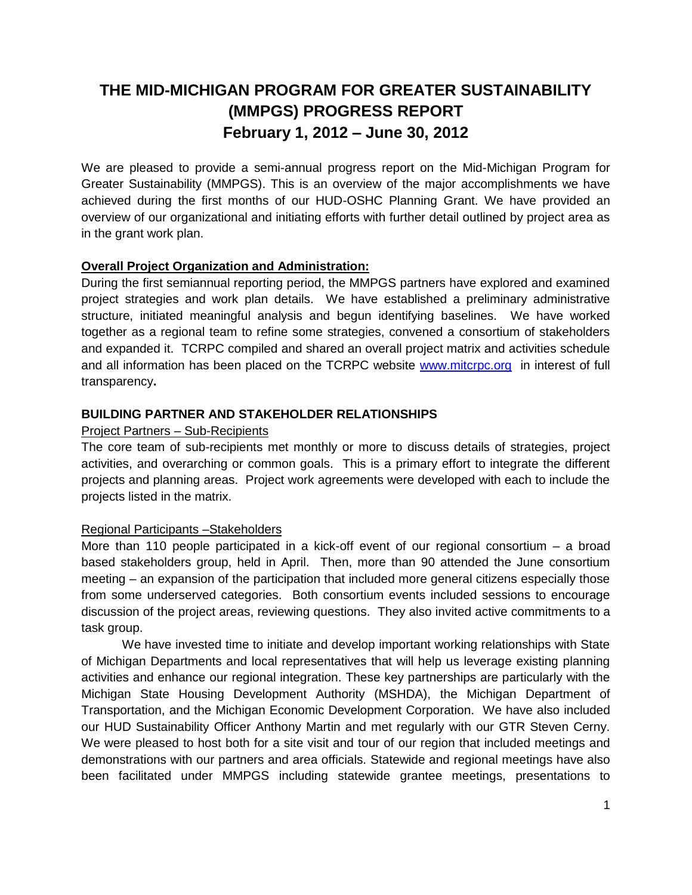# THE MID-MICHIGAN PROGRAM FOR GREATER SUSTAINABILITY (MMPGS) PROGRESS REPORT

## February 1, 2012 – June 30, 2012

We are pleased to provide a semi-annual progress report on the Mid-Michigan Program for Greater Sustainability (MMPGS). This is an overview of the major accomplishments we have achieved during the first months of our HUD-OSHC Planning Grant. We have provided an overview of our organizational and initiating efforts with further detail outlined by project area as in the grant work plan.

**Overall Project Organization and Administration:**

During the first semiannual reporting period, the MMPGS partners have explored and examined project strategies and work plan details. We have established a preliminary administrative structure, initiated meaningful analysis and begun identifying baselines. We have worked together as a regional team to refine some strategies, convened a consortium of stakeholders and expanded it. TCRPC compiled and shared an overall project matrix and activities schedule and all information has been placed on the TCRPC website www.mitcrpc.org in interest of full transparency**.**

**BUILDING PARTNER AND STAKEHOLDER RELATIONSHIPS**

Project Partners – Sub-Recipients

The core team of sub-recipients met monthly or more to discuss details of strategies, project activities, and overarching or common goals. This is a primary effort to integrate the different projects and planning areas. Project work agreements were developed with each to include the projects listed in the matrix.

Regional Participants –Stakeholders

More than 110 people participated in a kick-off event of our regional consortium – a broad based stakeholders group, held in April. Then, more than 90 attended the June consortium meeting – an expansion of the participation that included more general citizens especially those from some underserved categories. Both consortium events included sessions to encourage discussion of the project areas, reviewing questions. They also invited active commitments to a task group.

We have invested time to initiate and develop important working relationships with State of Michigan Departments and local representatives that will help us leverage existing planning activities and enhance our regional integration. These key partnerships are particularly with the Michigan State Housing Development Authority (MSHDA), the Michigan Department of Transportation, and the Michigan Economic Development Corporation. We have also included our HUD Sustainability Officer Anthony Martin and met regularly with our GTR Steven Cerny. We were pleased to host both for a site visit and tour of our region that included meetings and demonstrations with our partners and area officials. Statewide and regional meetings have also been facilitated under MMPGS including statewide grantee meetings, presentations to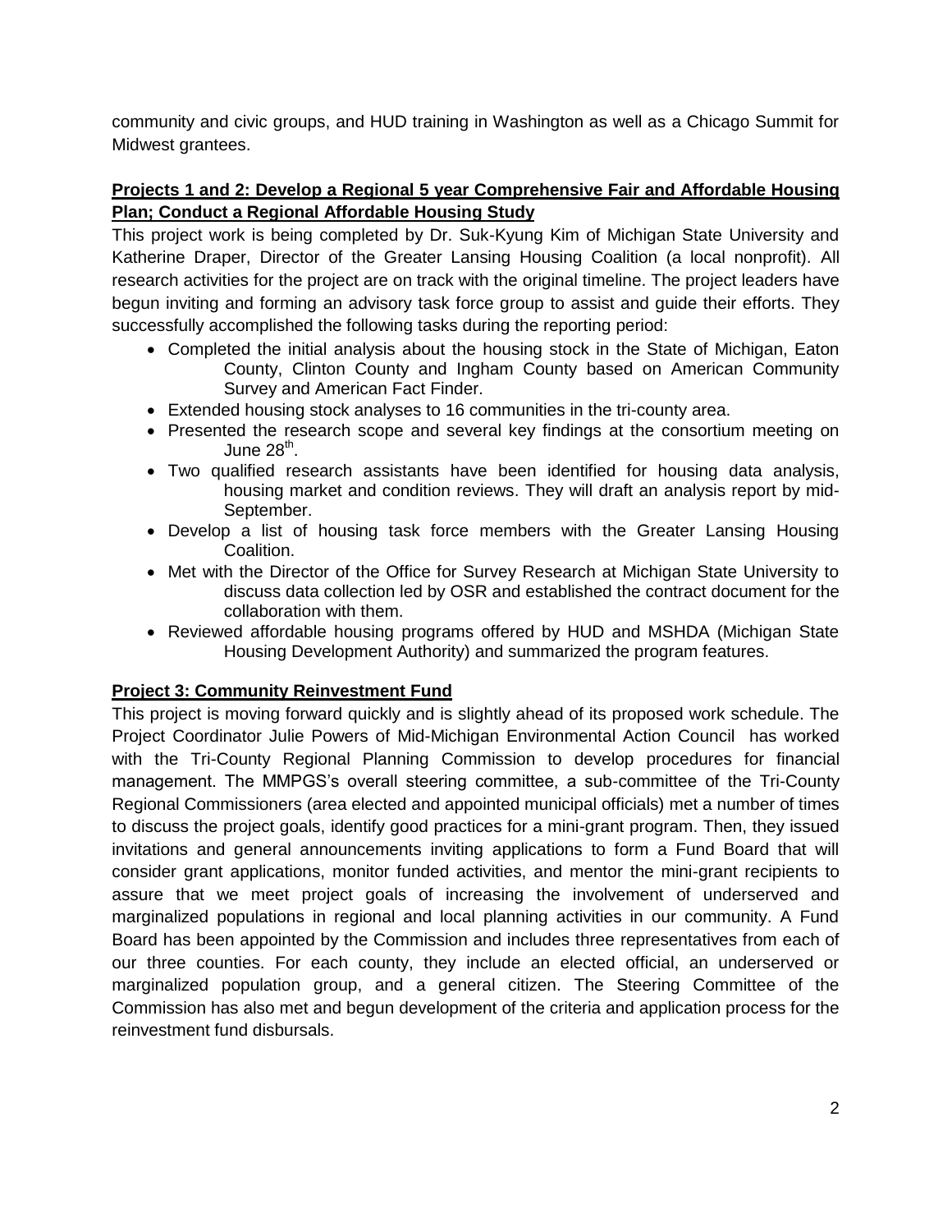community and civic groups, and HUD training in Washington as well as a Chicago Summit for Midwest grantees.

**Projects 1 and 2: Develop a Regional 5 year Comprehensive Fair and Affordable Housing Plan; Conduct a Regional Affordable Housing Study**

This project work is being completed by Dr. Suk-Kyung Kim of Michigan State University and Katherine Draper, Director of the Greater Lansing Housing Coalition (a local nonprofit). All research activities for the project are on track with the original timeline. The project leaders have begun inviting and forming an advisory task force group to assist and guide their efforts. They successfully accomplished the following tasks during the reporting period:

- Completed the initial analysis about the housing stock in the State of Michigan, Eaton County, Clinton County and Ingham County based on American Community Survey and American Fact Finder.
- Extended housing stock analyses to 16 communities in the tri-county area.
- Presented the research scope and several key findings at the consortium meeting on June 28th.
- Two qualified research assistants have been identified for housing data analysis, housing market and condition reviews. They will draft an analysis report by mid-September.
- Develop a list of housing task force members with the Greater Lansing Housing Coalition.
- Met with the Director of the Office for Survey Research at Michigan State University to discuss data collection led by OSR and established the contract document for the collaboration with them.
- Reviewed affordable housing programs offered by HUD and MSHDA (Michigan State Housing Development Authority) and summarized the program features.

**Project 3: Community Reinvestment Fund**

This project is moving forward quickly and is slightly ahead of its proposed work schedule. The Project Coordinator Julie Powers of Mid-Michigan Environmental Action Council has worked with the Tri-County Regional Planning Commission to develop procedures for financial management. The MMPGS's overall steering committee, a sub-committee of the Tri-County Regional Commissioners (area elected and appointed municipal officials) met a number of times to discuss the project goals, identify good practices for a mini-grant program. Then, they issued invitations and general announcements inviting applications to form a Fund Board that will consider grant applications, monitor funded activities, and mentor the mini-grant recipients to assure that we meet project goals of increasing the involvement of underserved and marginalized populations in regional and local planning activities in our community. A Fund Board has been appointed by the Commission and includes three representatives from each of our three counties. For each county, they include an elected official, an underserved or marginalized population group, and a general citizen. The Steering Committee of the Commission has also met and begun development of the criteria and application process for the reinvestment fund disbursals.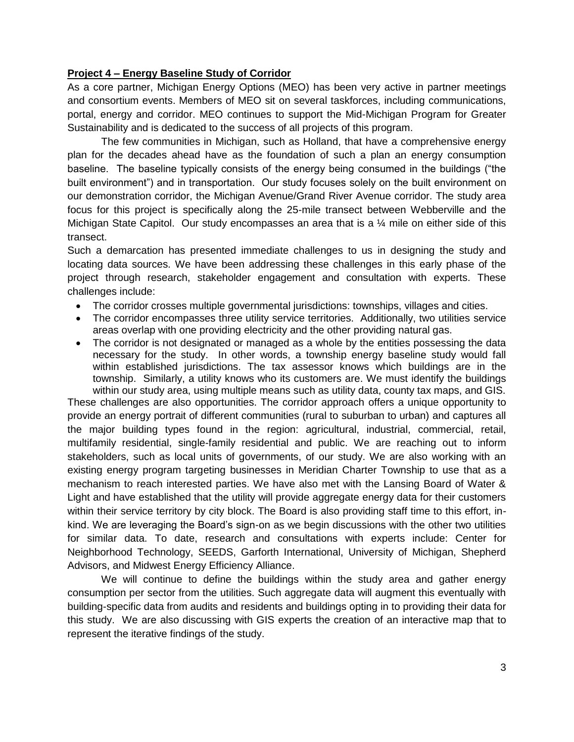**Project 4 – Energy Baseline Study of Corridor**

As a core partner, Michigan Energy Options (MEO) has been very active in partner meetings and consortium events. Members of MEO sit on several taskforces, including communications, portal, energy and corridor. MEO continues to support the Mid-Michigan Program for Greater Sustainability and is dedicated to the success of all projects of this program.

The few communities in Michigan, such as Holland, that have a comprehensive energy plan for the decades ahead have as the foundation of such a plan an energy consumption baseline. The baseline typically consists of the energy being consumed in the buildings ("the built environment") and in transportation. Our study focuses solely on the built environment on our demonstration corridor, the Michigan Avenue/Grand River Avenue corridor. The study area focus for this project is specifically along the 25-mile transect between Webberville and the Michigan State Capitol. Our study encompasses an area that is a ¼ mile on either side of this transect.

Such a demarcation has presented immediate challenges to us in designing the study and locating data sources. We have been addressing these challenges in this early phase of the project through research, stakeholder engagement and consultation with experts. These challenges include:

- The corridor crosses multiple governmental jurisdictions: townships, villages and cities.
- The corridor encompasses three utility service territories. Additionally, two utilities service areas overlap with one providing electricity and the other providing natural gas.
- The corridor is not designated or managed as a whole by the entities possessing the data necessary for the study. In other words, a township energy baseline study would fall within established jurisdictions. The tax assessor knows which buildings are in the township. Similarly, a utility knows who its customers are. We must identify the buildings within our study area, using multiple means such as utility data, county tax maps, and GIS.

These challenges are also opportunities. The corridor approach offers a unique opportunity to provide an energy portrait of different communities (rural to suburban to urban) and captures all the major building types found in the region: agricultural, industrial, commercial, retail, multifamily residential, single-family residential and public. We are reaching out to inform stakeholders, such as local units of governments, of our study. We are also working with an existing energy program targeting businesses in Meridian Charter Township to use that as a mechanism to reach interested parties. We have also met with the Lansing Board of Water & Light and have established that the utility will provide aggregate energy data for their customers within their service territory by city block. The Board is also providing staff time to this effort, in-kind. We are leveraging the Board's sign-on as we begin discussions with the other two utilities for similar data. To date, research and consultations with experts include: Center for Neighborhood Technology, SEEDS, Garforth International, University of Michigan, Shepherd Advisors, and Midwest Energy Efficiency Alliance.

We will continue to define the buildings within the study area and gather energy consumption per sector from the utilities. Such aggregate data will augment this eventually with building-specific data from audits and residents and buildings opting in to providing their data for this study. We are also discussing with GIS experts the creation of an interactive map that to represent the iterative findings of the study.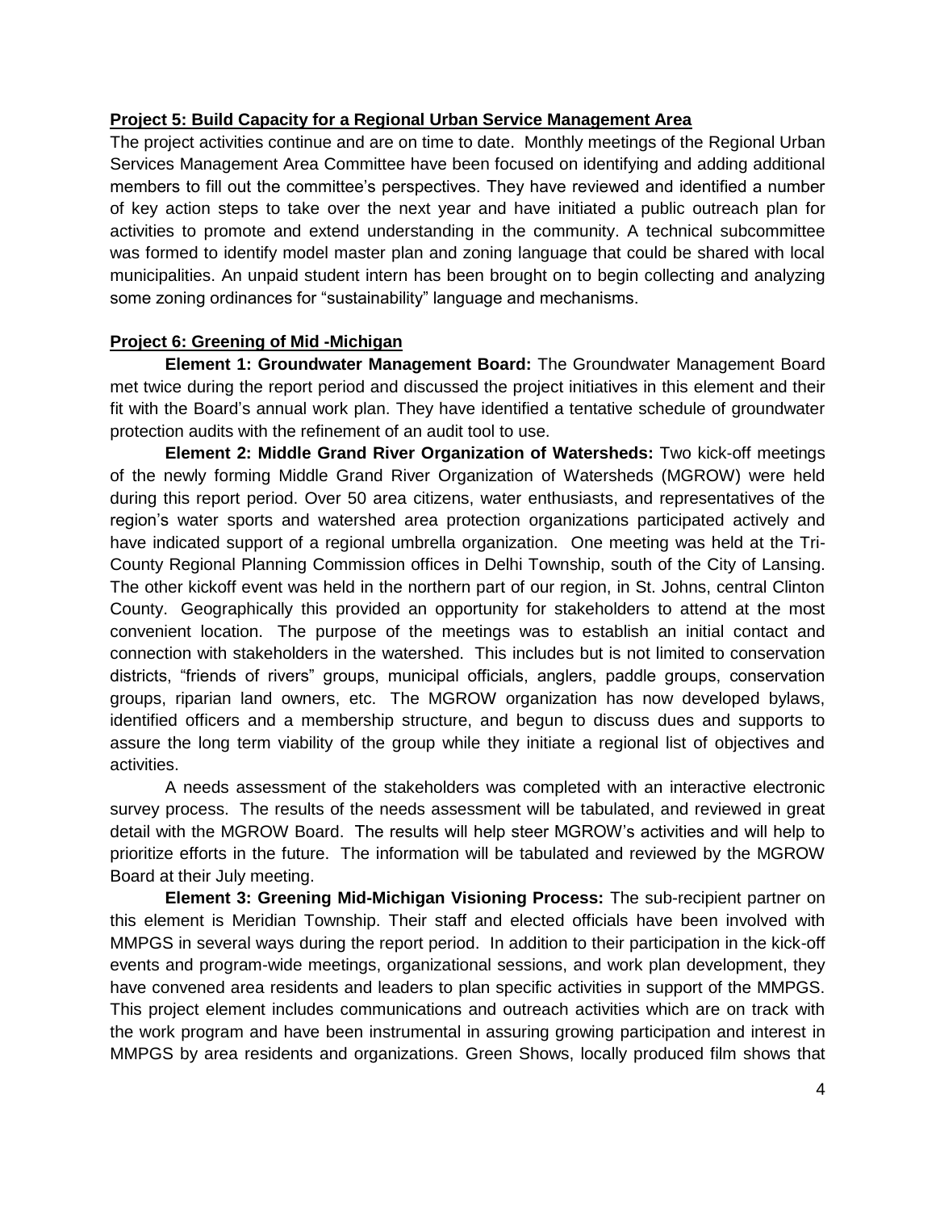**Project 5: Build Capacity for a Regional Urban Service Management Area**

The project activities continue and are on time to date. Monthly meetings of the Regional Urban Services Management Area Committee have been focused on identifying and adding additional members to fill out the committee's perspectives. They have reviewed and identified a number of key action steps to take over the next year and have initiated a public outreach plan for activities to promote and extend understanding in the community. A technical subcommittee was formed to identify model master plan and zoning language that could be shared with local municipalities. An unpaid student intern has been brought on to begin collecting and analyzing some zoning ordinances for "sustainability" language and mechanisms.

**Project 6: Greening of Mid -Michigan**

**Element 1: Groundwater Management Board:** The Groundwater Management Board met twice during the report period and discussed the project initiatives in this element and their fit with the Board's annual work plan. They have identified a tentative schedule of groundwater protection audits with the refinement of an audit tool to use.

**Element 2: Middle Grand River Organization of Watersheds:** Two kick-off meetings of the newly forming Middle Grand River Organization of Watersheds (MGROW) were held during this report period. Over 50 area citizens, water enthusiasts, and representatives of the region's water sports and watershed area protection organizations participated actively and have indicated support of a regional umbrella organization. One meeting was held at the Tri-County Regional Planning Commission offices in Delhi Township, south of the City of Lansing. The other kickoff event was held in the northern part of our region, in St. Johns, central Clinton County. Geographically this provided an opportunity for stakeholders to attend at the most convenient location. The purpose of the meetings was to establish an initial contact and connection with stakeholders in the watershed. This includes but is not limited to conservation districts, "friends of rivers" groups, municipal officials, anglers, paddle groups, conservation groups, riparian land owners, etc. The MGROW organization has now developed bylaws, identified officers and a membership structure, and begun to discuss dues and supports to assure the long term viability of the group while they initiate a regional list of objectives and activities.

A needs assessment of the stakeholders was completed with an interactive electronic survey process. The results of the needs assessment will be tabulated, and reviewed in great detail with the MGROW Board. The results will help steer MGROW's activities and will help to prioritize efforts in the future. The information will be tabulated and reviewed by the MGROW Board at their July meeting.

**Element 3: Greening Mid-Michigan Visioning Process:** The sub-recipient partner on this element is Meridian Township. Their staff and elected officials have been involved with MMPGS in several ways during the report period. In addition to their participation in the kick-off events and program-wide meetings, organizational sessions, and work plan development, they have convened area residents and leaders to plan specific activities in support of the MMPGS. This project element includes communications and outreach activities which are on track with the work program and have been instrumental in assuring growing participation and interest in MMPGS by area residents and organizations. Green Shows, locally produced film shows that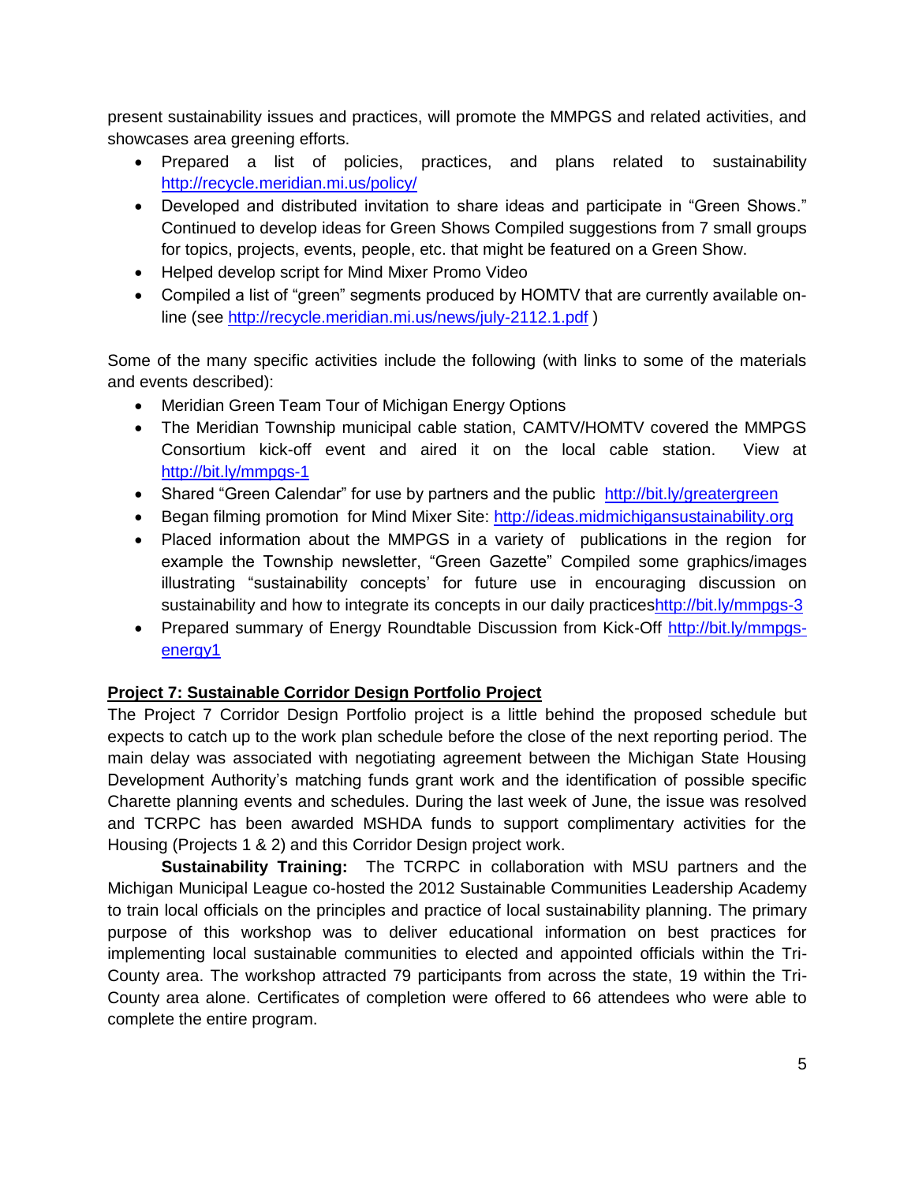present sustainability issues and practices, will promote the MMPGS and related activities, and showcases area greening efforts.

- Prepared a list of policies, practices, and plans related to sustainability http://recycle.meridian.mi.us/policy/
- Developed and distributed invitation to share ideas and participate in "Green Shows." Continued to develop ideas for Green Shows Compiled suggestions from 7 small groups for topics, projects, events, people, etc. that might be featured on a Green Show.
- Helped develop script for Mind Mixer Promo Video
- Compiled a list of "green" segments produced by HOMTV that are currently available on-line (see http://recycle.meridian.mi.us/news/july-2112.1.pdf )

Some of the many specific activities include the following (with links to some of the materials and events described):

- Meridian Green Team Tour of Michigan Energy Options
- The Meridian Township municipal cable station, CAMTV/HOMTV covered the MMPGS Consortium kick-off event and aired it on the local cable station. View at http://bit.ly/mmpgs-1
- Shared "Green Calendar" for use by partners and the public http://bit.ly/greatergreen
- Began filming promotion for Mind Mixer Site: http://ideas.midmichigansustainability.org
- Placed information about the MMPGS in a variety of publications in the region for example the Township newsletter, "Green Gazette" Compiled some graphics/images illustrating "sustainability concepts' for future use in encouraging discussion on sustainability and how to integrate its concepts in our daily practiceshttp://bit.ly/mmpgs-3
- Prepared summary of Energy Roundtable Discussion from Kick-Off http://bit.ly/mmpgs-energy1

**Project 7: Sustainable Corridor Design Portfolio Project**

The Project 7 Corridor Design Portfolio project is a little behind the proposed schedule but expects to catch up to the work plan schedule before the close of the next reporting period. The main delay was associated with negotiating agreement between the Michigan State Housing Development Authority's matching funds grant work and the identification of possible specific Charette planning events and schedules. During the last week of June, the issue was resolved and TCRPC has been awarded MSHDA funds to support complimentary activities for the Housing (Projects 1 & 2) and this Corridor Design project work.

**Sustainability Training:** The TCRPC in collaboration with MSU partners and the Michigan Municipal League co-hosted the 2012 Sustainable Communities Leadership Academy to train local officials on the principles and practice of local sustainability planning. The primary purpose of this workshop was to deliver educational information on best practices for implementing local sustainable communities to elected and appointed officials within the Tri-County area. The workshop attracted 79 participants from across the state, 19 within the Tri-County area alone. Certificates of completion were offered to 66 attendees who were able to complete the entire program.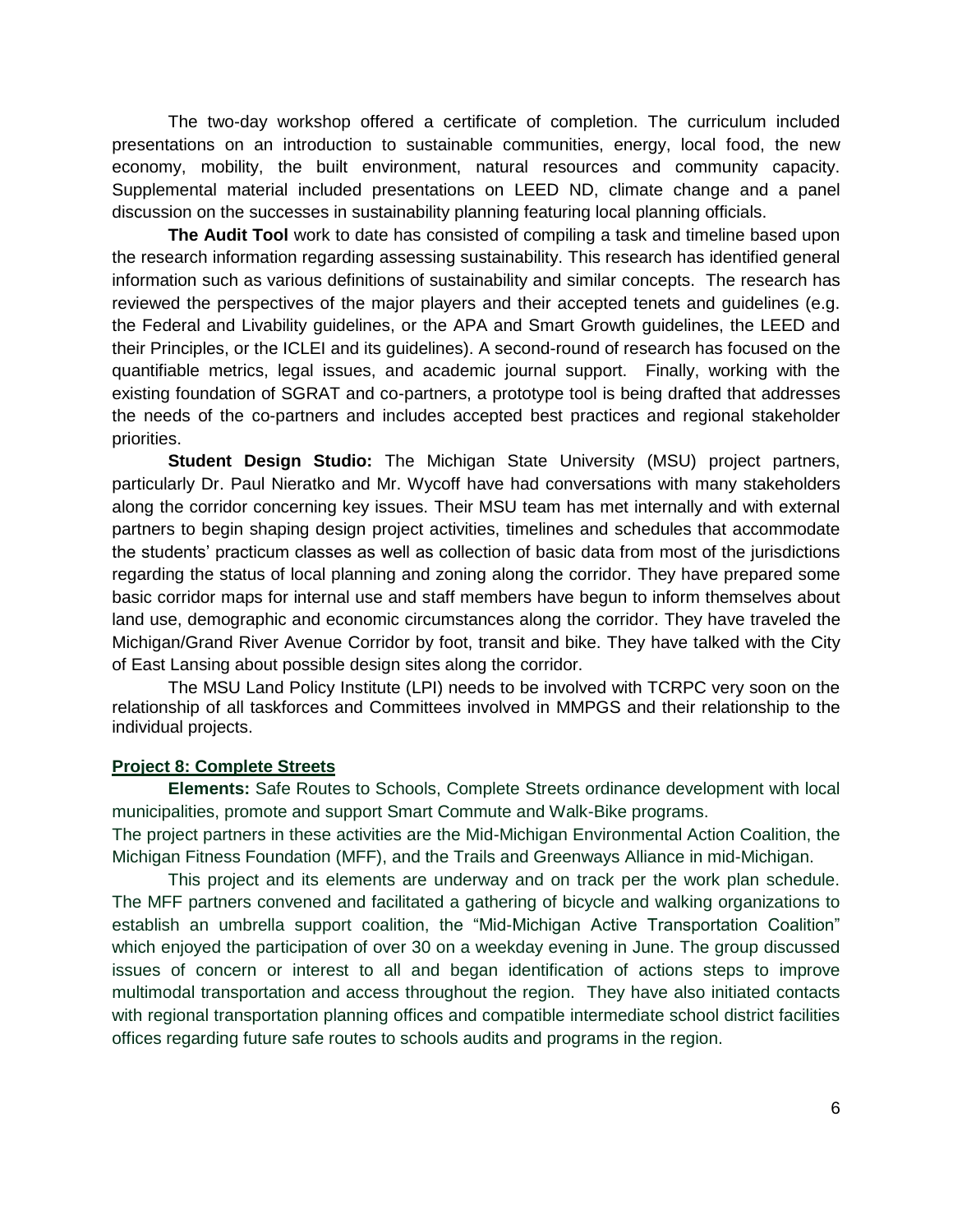The two-day workshop offered a certificate of completion. The curriculum included presentations on an introduction to sustainable communities, energy, local food, the new economy, mobility, the built environment, natural resources and community capacity. Supplemental material included presentations on LEED ND, climate change and a panel discussion on the successes in sustainability planning featuring local planning officials.

**The Audit Tool** work to date has consisted of compiling a task and timeline based upon the research information regarding assessing sustainability. This research has identified general information such as various definitions of sustainability and similar concepts. The research has reviewed the perspectives of the major players and their accepted tenets and guidelines (e.g. the Federal and Livability guidelines, or the APA and Smart Growth guidelines, the LEED and their Principles, or the ICLEI and its guidelines). A second-round of research has focused on the quantifiable metrics, legal issues, and academic journal support. Finally, working with the existing foundation of SGRAT and co-partners, a prototype tool is being drafted that addresses the needs of the co-partners and includes accepted best practices and regional stakeholder priorities.

**Student Design Studio:** The Michigan State University (MSU) project partners, particularly Dr. Paul Nieratko and Mr. Wycoff have had conversations with many stakeholders along the corridor concerning key issues. Their MSU team has met internally and with external partners to begin shaping design project activities, timelines and schedules that accommodate the students' practicum classes as well as collection of basic data from most of the jurisdictions regarding the status of local planning and zoning along the corridor. They have prepared some basic corridor maps for internal use and staff members have begun to inform themselves about land use, demographic and economic circumstances along the corridor. They have traveled the Michigan/Grand River Avenue Corridor by foot, transit and bike. They have talked with the City of East Lansing about possible design sites along the corridor.

The MSU Land Policy Institute (LPI) needs to be involved with TCRPC very soon on the relationship of all taskforces and Committees involved in MMPGS and their relationship to the individual projects.

**Project 8: Complete Streets**

**Elements:** Safe Routes to Schools, Complete Streets ordinance development with local municipalities, promote and support Smart Commute and Walk-Bike programs.
The project partners in these activities are the Mid-Michigan Environmental Action Coalition, the Michigan Fitness Foundation (MFF), and the Trails and Greenways Alliance in mid-Michigan.

This project and its elements are underway and on track per the work plan schedule. The MFF partners convened and facilitated a gathering of bicycle and walking organizations to establish an umbrella support coalition, the "Mid-Michigan Active Transportation Coalition" which enjoyed the participation of over 30 on a weekday evening in June. The group discussed issues of concern or interest to all and began identification of actions steps to improve multimodal transportation and access throughout the region. They have also initiated contacts with regional transportation planning offices and compatible intermediate school district facilities offices regarding future safe routes to schools audits and programs in the region.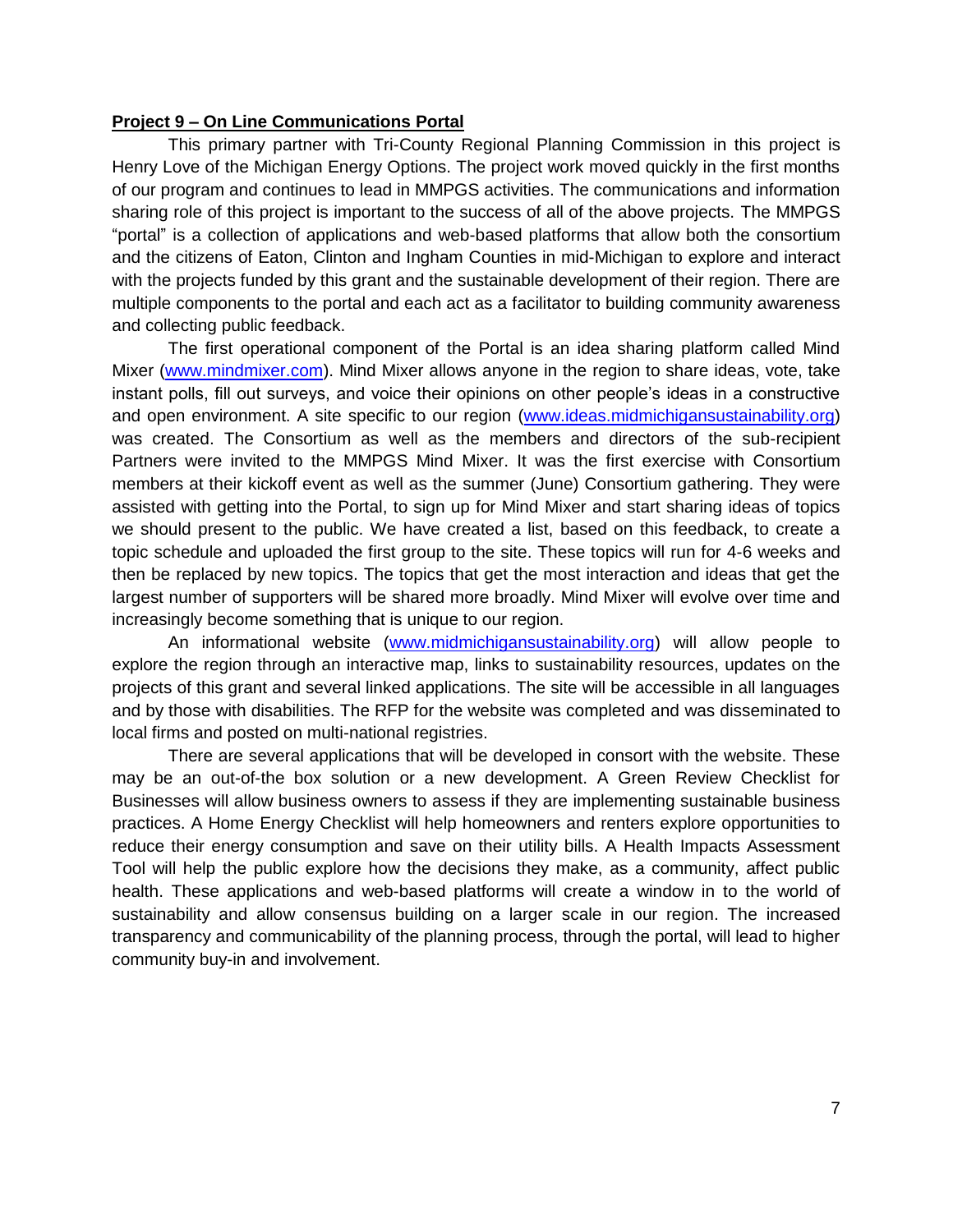**Project 9 – On Line Communications Portal**

This primary partner with Tri-County Regional Planning Commission in this project is Henry Love of the Michigan Energy Options. The project work moved quickly in the first months of our program and continues to lead in MMPGS activities. The communications and information sharing role of this project is important to the success of all of the above projects. The MMPGS "portal" is a collection of applications and web-based platforms that allow both the consortium and the citizens of Eaton, Clinton and Ingham Counties in mid-Michigan to explore and interact with the projects funded by this grant and the sustainable development of their region. There are multiple components to the portal and each act as a facilitator to building community awareness and collecting public feedback.

The first operational component of the Portal is an idea sharing platform called Mind Mixer (www.mindmixer.com). Mind Mixer allows anyone in the region to share ideas, vote, take instant polls, fill out surveys, and voice their opinions on other people's ideas in a constructive and open environment. A site specific to our region (www.ideas.midmichigansustainability.org) was created. The Consortium as well as the members and directors of the sub-recipient Partners were invited to the MMPGS Mind Mixer. It was the first exercise with Consortium members at their kickoff event as well as the summer (June) Consortium gathering. They were assisted with getting into the Portal, to sign up for Mind Mixer and start sharing ideas of topics we should present to the public. We have created a list, based on this feedback, to create a topic schedule and uploaded the first group to the site. These topics will run for 4-6 weeks and then be replaced by new topics. The topics that get the most interaction and ideas that get the largest number of supporters will be shared more broadly. Mind Mixer will evolve over time and increasingly become something that is unique to our region.

An informational website (www.midmichigansustainability.org) will allow people to explore the region through an interactive map, links to sustainability resources, updates on the projects of this grant and several linked applications. The site will be accessible in all languages and by those with disabilities. The RFP for the website was completed and was disseminated to local firms and posted on multi-national registries.

There are several applications that will be developed in consort with the website. These may be an out-of-the box solution or a new development. A Green Review Checklist for Businesses will allow business owners to assess if they are implementing sustainable business practices. A Home Energy Checklist will help homeowners and renters explore opportunities to reduce their energy consumption and save on their utility bills. A Health Impacts Assessment Tool will help the public explore how the decisions they make, as a community, affect public health. These applications and web-based platforms will create a window in to the world of sustainability and allow consensus building on a larger scale in our region. The increased transparency and communicability of the planning process, through the portal, will lead to higher community buy-in and involvement.